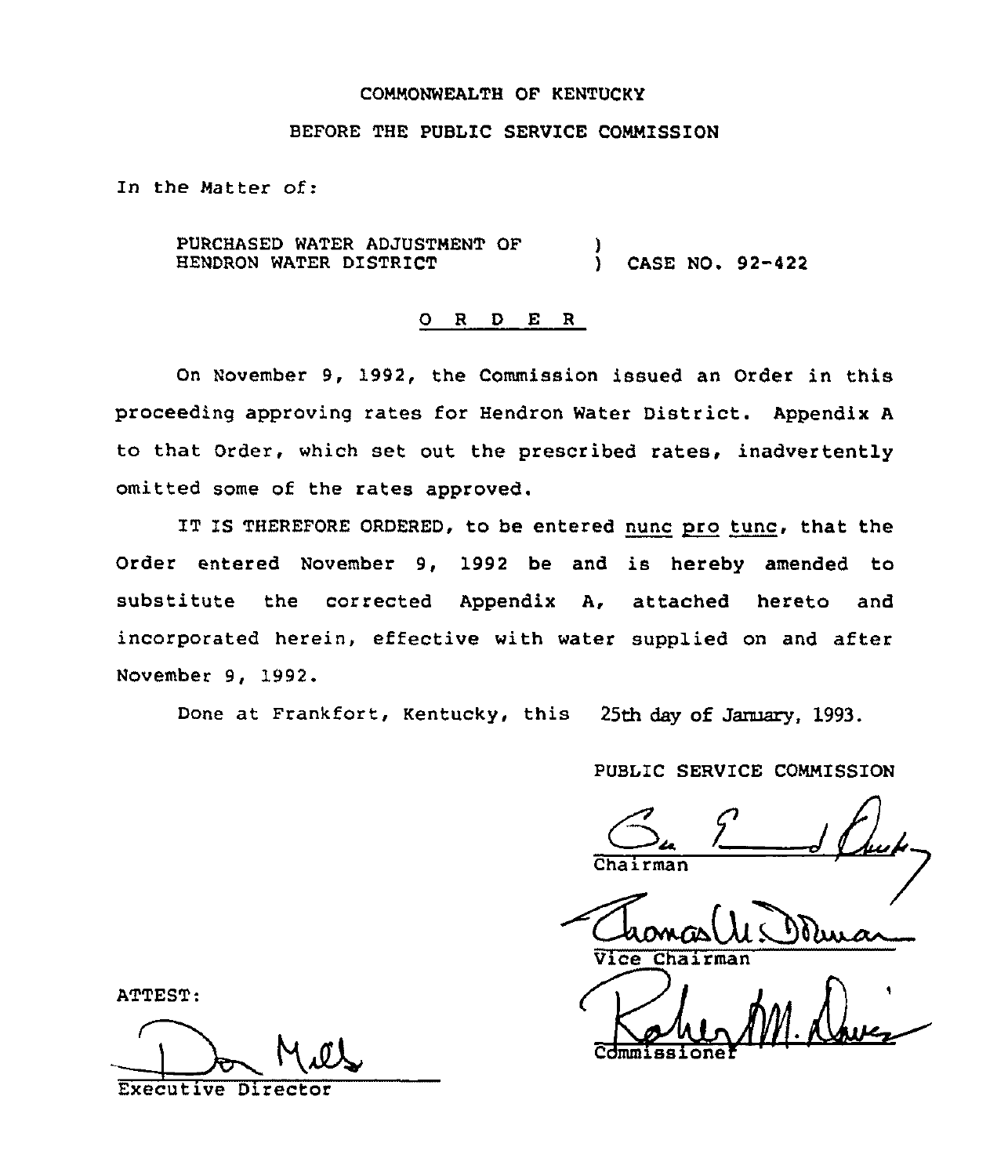COMMONWEALTH OF KENTUCKY

BEFORE THE PUBLIC SERVICE COMMISSION

In the Matter of:

PURCHASED WATER ADJUSTMENT OF HENDRON WATER DISTRICT ) CASE NO. 92-422

# O R D E R

On November 9, 1992, the Commission issued an Order in this proceeding approving rates for Hendron Water District. Appendix A to that Order, which set out the prescribed rates, inadvertently omitted some of the rates approved.

IT IS THEREFORE ORDERED, to be entered nunc pro tunc, that the Order entered November 9, 1992 be and is hereby amended to substitute the corrected Appendix A, attached hereto and incorporated herein, effective with water supplied on and after November 9, 1992.

Done at Frankfort, Kentucky, this 25th day of January, 1993.

PUBLIC SERVICE COMMISSION

Chairman

Vice Chairman

Commissioner

ATTEST:

Executive Director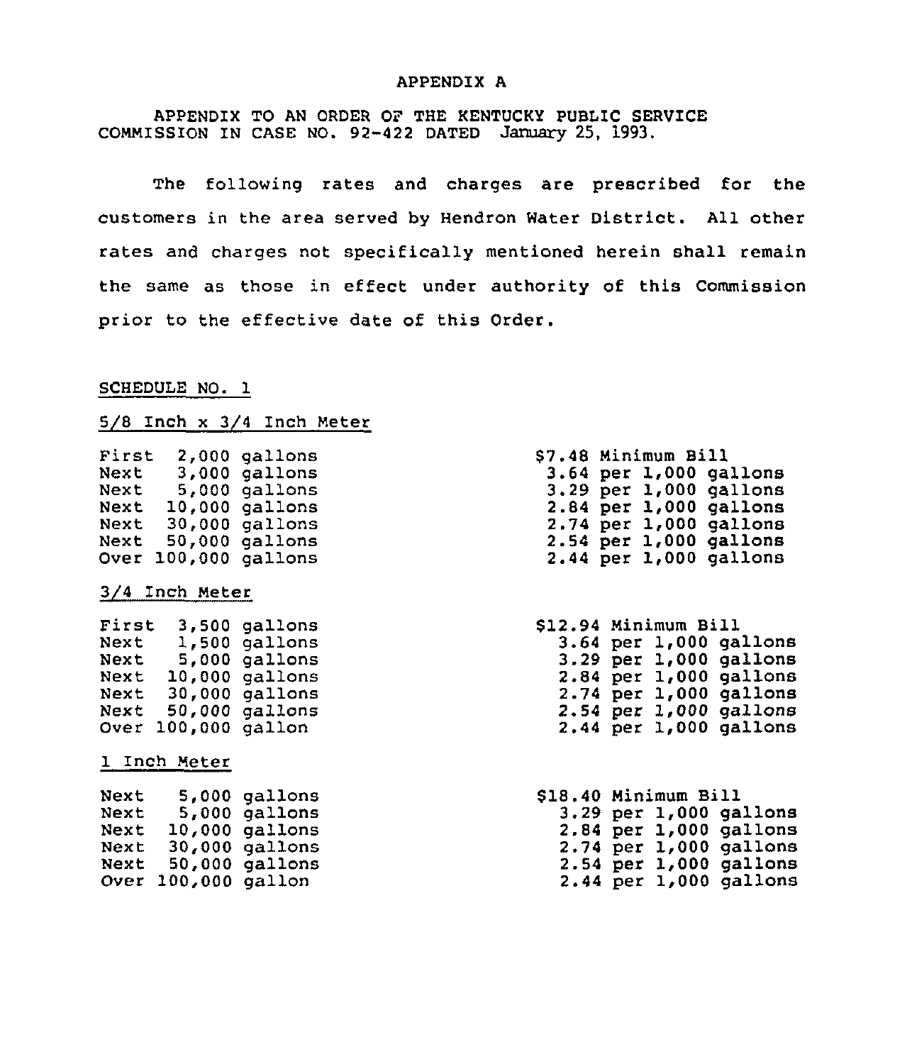APPENDIX A

APPENDIX TO AN ORDER OF THE KENTUCKY PUBLIC SERVICE COMMISSION IN CASE NO. 92-422 DATED January 25, 1993.

The following rates and charges are prescribed for the customers in the area served by Hendron Water District. All other rates and charges not specifically mentioned herein shall remain the same as those in effect under authority of this Commission prior to the effective date of this Order.

SCHEDULE NO. 1

5/8 Inch x 3/4 Inch Meter

| | |
|---|---|
| First 2,000 gallons | $7.48 Minimum Bill |
| Next 3,000 gallons | 3.64 per 1,000 gallons |
| Next 5,000 gallons | 3.29 per 1,000 gallons |
| Next 10,000 gallons | 2.84 per 1,000 gallons |
| Next 30,000 gallons | 2.74 per 1,000 gallons |
| Next 50,000 gallons | 2.54 per 1,000 gallons |
| Over 100,000 gallons | 2.44 per 1,000 gallons |

3/4 Inch Meter

| | |
|---|---|
| First 3,500 gallons | $12.94 Minimum Bill |
| Next 1,500 gallons | 3.64 per 1,000 gallons |
| Next 5,000 gallons | 3.29 per 1,000 gallons |
| Next 10,000 gallons | 2.84 per 1,000 gallons |
| Next 30,000 gallons | 2.74 per 1,000 gallons |
| Next 50,000 gallons | 2.54 per 1,000 gallons |
| Over 100,000 gallon | 2.44 per 1,000 gallons |

1 Inch Meter

| | |
|---|---|
| Next 5,000 gallons | $18.40 Minimum Bill |
| Next 5,000 gallons | 3.29 per 1,000 gallons |
| Next 10,000 gallons | 2.84 per 1,000 gallons |
| Next 30,000 gallons | 2.74 per 1,000 gallons |
| Next 50,000 gallons | 2.54 per 1,000 gallons |
| Over 100,000 gallon | 2.44 per 1,000 gallons |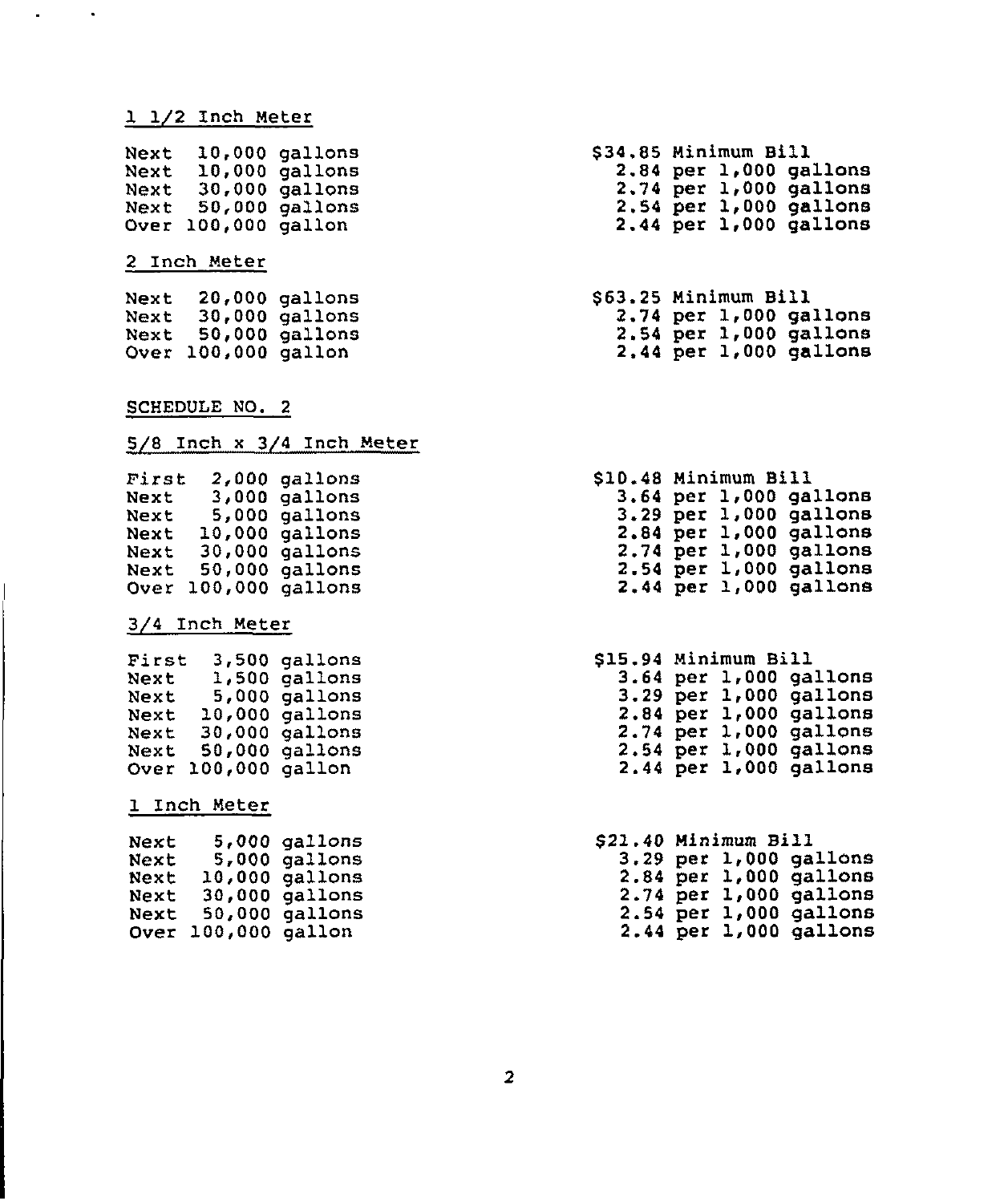### 1 1/2 Inch Meter

| | |
|---|---|
| Next 10,000 gallons | $34.85 Minimum Bill |
| Next 10,000 gallons | 2.84 per 1,000 gallons |
| Next 30,000 gallons | 2.74 per 1,000 gallons |
| Next 50,000 gallons | 2.54 per 1,000 gallons |
| Over 100,000 gallon | 2.44 per 1,000 gallons |

### 2 Inch Meter

| | |
|---|---|
| Next 20,000 gallons | $63.25 Minimum Bill |
| Next 30,000 gallons | 2.74 per 1,000 gallons |
| Next 50,000 gallons | 2.54 per 1,000 gallons |
| Over 100,000 gallon | 2.44 per 1,000 gallons |

## SCHEDULE NO. 2

### 5/8 Inch x 3/4 Inch Meter

| | |
|---|---|
| First 2,000 gallons | $10.48 Minimum Bill |
| Next 3,000 gallons | 3.64 per 1,000 gallons |
| Next 5,000 gallons | 3.29 per 1,000 gallons |
| Next 10,000 gallons | 2.84 per 1,000 gallons |
| Next 30,000 gallons | 2.74 per 1,000 gallons |
| Next 50,000 gallons | 2.54 per 1,000 gallons |
| Over 100,000 gallons | 2.44 per 1,000 gallons |

### 3/4 Inch Meter

| | |
|---|---|
| First 3,500 gallons | $15.94 Minimum Bill |
| Next 1,500 gallons | 3.64 per 1,000 gallons |
| Next 5,000 gallons | 3.29 per 1,000 gallons |
| Next 10,000 gallons | 2.84 per 1,000 gallons |
| Next 30,000 gallons | 2.74 per 1,000 gallons |
| Next 50,000 gallons | 2.54 per 1,000 gallons |
| Over 100,000 gallon | 2.44 per 1,000 gallons |

### 1 Inch Meter

| | |
|---|---|
| Next 5,000 gallons | $21.40 Minimum Bill |
| Next 5,000 gallons | 3.29 per 1,000 gallons |
| Next 10,000 gallons | 2.84 per 1,000 gallons |
| Next 30,000 gallons | 2.74 per 1,000 gallons |
| Next 50,000 gallons | 2.54 per 1,000 gallons |
| Over 100,000 gallon | 2.44 per 1,000 gallons |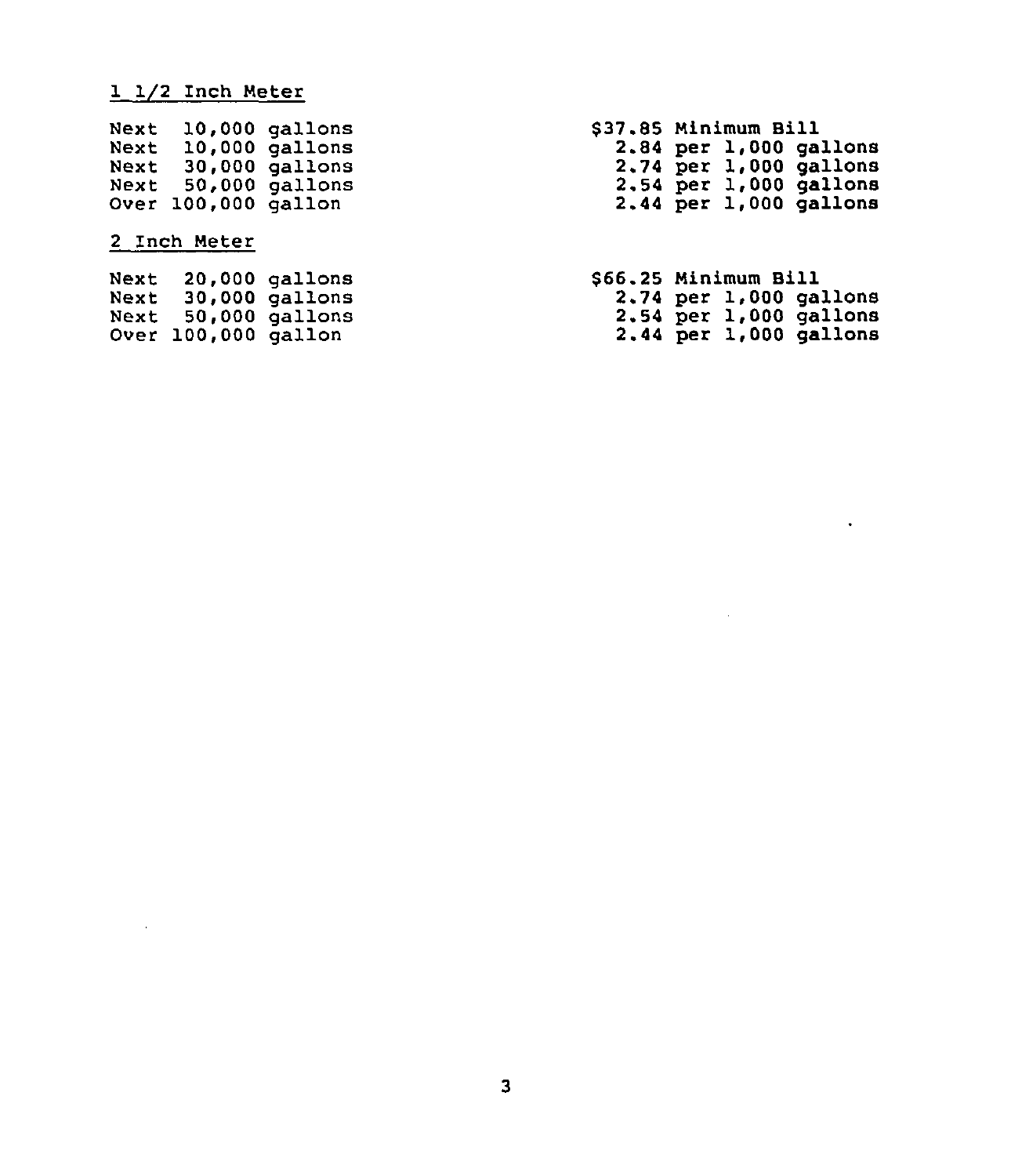1 1/2 Inch Meter

| | |
|---|---|
| Next 10,000 gallons | $37.85 Minimum Bill |
| Next 10,000 gallons | 2.84 per 1,000 gallons |
| Next 30,000 gallons | 2.74 per 1,000 gallons |
| Next 50,000 gallons | 2.54 per 1,000 gallons |
| Over 100,000 gallon | 2.44 per 1,000 gallons |

2 Inch Meter

| | |
|---|---|
| Next 20,000 gallons | $66.25 Minimum Bill |
| Next 30,000 gallons | 2.74 per 1,000 gallons |
| Next 50,000 gallons | 2.54 per 1,000 gallons |
| Over 100,000 gallon | 2.44 per 1,000 gallons |